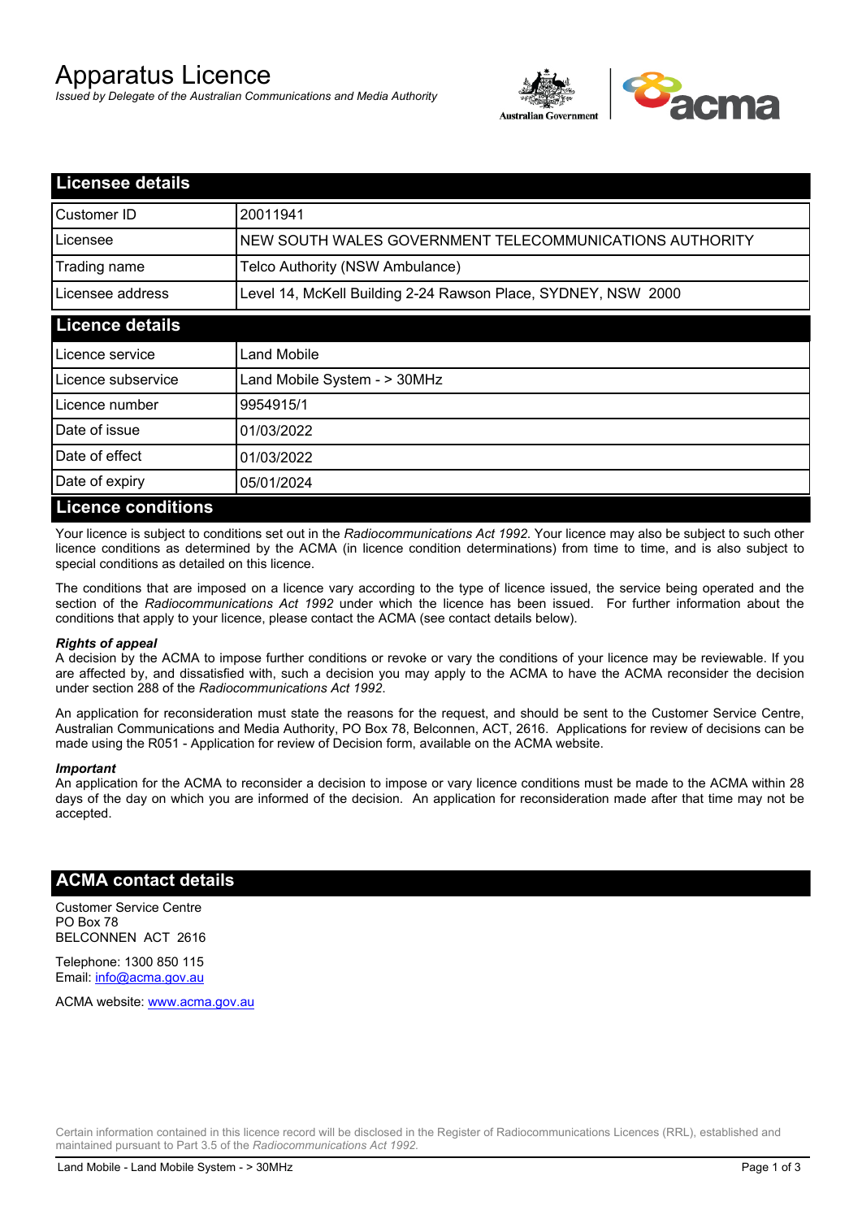# Apparatus Licence

*Issued by Delegate of the Australian Communications and Media Authority*

## Licensee details

| | |
|---|---|
| Customer ID | 20011941 |
| Licensee | NEW SOUTH WALES GOVERNMENT TELECOMMUNICATIONS AUTHORITY |
| Trading name | Telco Authority (NSW Ambulance) |
| Licensee address | Level 14, McKell Building 2-24 Rawson Place, SYDNEY, NSW 2000 |

## Licence details

| | |
|---|---|
| Licence service | Land Mobile |
| Licence subservice | Land Mobile System - > 30MHz |
| Licence number | 9954915/1 |
| Date of issue | 01/03/2022 |
| Date of effect | 01/03/2022 |
| Date of expiry | 05/01/2024 |

## Licence conditions

Your licence is subject to conditions set out in the *Radiocommunications Act 1992*. Your licence may also be subject to such other licence conditions as determined by the ACMA (in licence condition determinations) from time to time, and is also subject to special conditions as detailed on this licence.

The conditions that are imposed on a licence vary according to the type of licence issued, the service being operated and the section of the *Radiocommunications Act 1992* under which the licence has been issued. For further information about the conditions that apply to your licence, please contact the ACMA (see contact details below).

***Rights of appeal***

A decision by the ACMA to impose further conditions or revoke or vary the conditions of your licence may be reviewable. If you are affected by, and dissatisfied with, such a decision you may apply to the ACMA to have the ACMA reconsider the decision under section 288 of the *Radiocommunications Act 1992*.

An application for reconsideration must state the reasons for the request, and should be sent to the Customer Service Centre, Australian Communications and Media Authority, PO Box 78, Belconnen, ACT, 2616. Applications for review of decisions can be made using the R051 - Application for review of Decision form, available on the ACMA website.

***Important***

An application for the ACMA to reconsider a decision to impose or vary licence conditions must be made to the ACMA within 28 days of the day on which you are informed of the decision. An application for reconsideration made after that time may not be accepted.

## ACMA contact details

Customer Service Centre
PO Box 78
BELCONNEN ACT 2616

Telephone: 1300 850 115
Email: info@acma.gov.au

ACMA website: www.acma.gov.au

Certain information contained in this licence record will be disclosed in the Register of Radiocommunications Licences (RRL), established and maintained pursuant to Part 3.5 of the *Radiocommunications Act 1992.*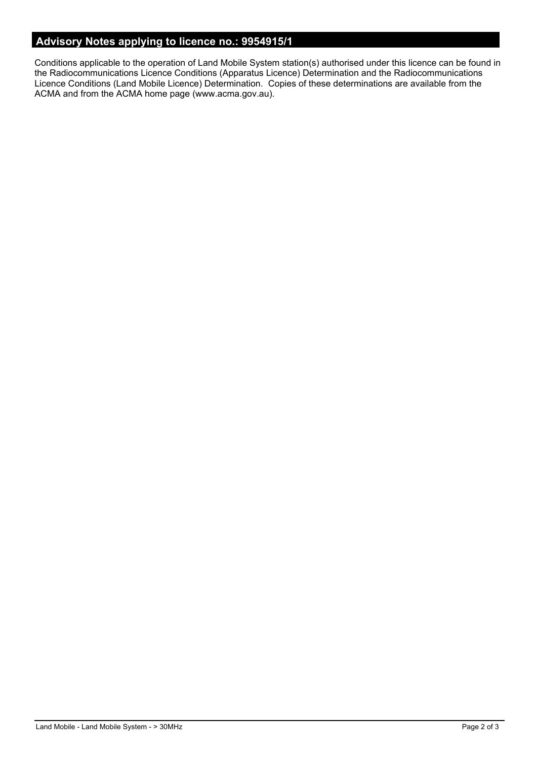## Advisory Notes applying to licence no.: 9954915/1

Conditions applicable to the operation of Land Mobile System station(s) authorised under this licence can be found in the Radiocommunications Licence Conditions (Apparatus Licence) Determination and the Radiocommunications Licence Conditions (Land Mobile Licence) Determination. Copies of these determinations are available from the ACMA and from the ACMA home page (www.acma.gov.au).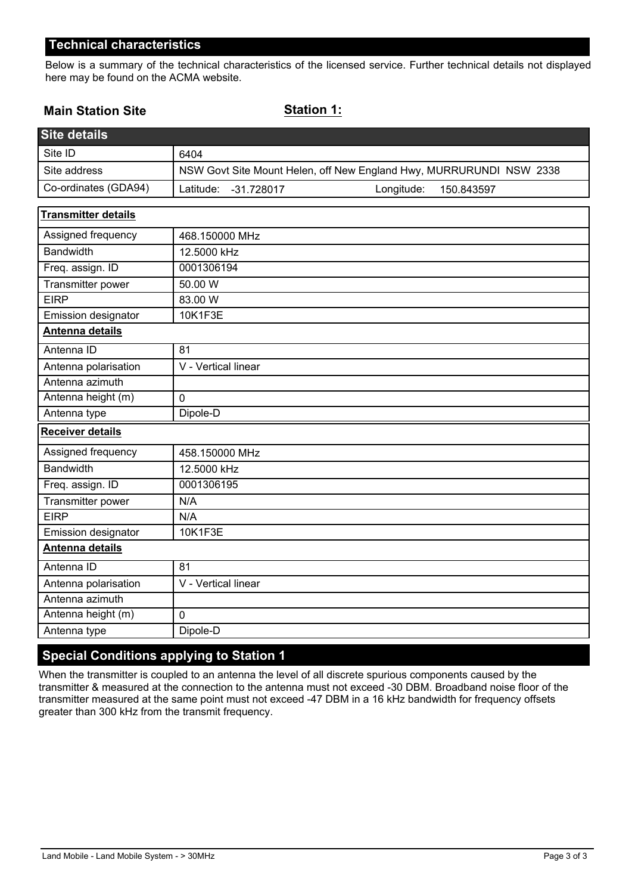## Technical characteristics

Below is a summary of the technical characteristics of the licensed service. Further technical details not displayed here may be found on the ACMA website.

**Main Station Site** **Station 1:**

| Site details | |
|---|---|
| Site ID | 6404 |
| Site address | NSW Govt Site Mount Helen, off New England Hwy, MURRURUNDI NSW 2338 |
| Co-ordinates (GDA94) | Latitude: -31.728017 Longitude: 150.843597 |

| Transmitter details | |
|---|---|
| Assigned frequency | 468.150000 MHz |
| Bandwidth | 12.5000 kHz |
| Freq. assign. ID | 0001306194 |
| Transmitter power | 50.00 W |
| EIRP | 83.00 W |
| Emission designator | 10K1F3E |
| **Antenna details** | |
| Antenna ID | 81 |
| Antenna polarisation | V - Vertical linear |
| Antenna azimuth | |
| Antenna height (m) | 0 |
| Antenna type | Dipole-D |

| Receiver details | |
|---|---|
| Assigned frequency | 458.150000 MHz |
| Bandwidth | 12.5000 kHz |
| Freq. assign. ID | 0001306195 |
| Transmitter power | N/A |
| EIRP | N/A |
| Emission designator | 10K1F3E |
| **Antenna details** | |
| Antenna ID | 81 |
| Antenna polarisation | V - Vertical linear |
| Antenna azimuth | |
| Antenna height (m) | 0 |
| Antenna type | Dipole-D |

## Special Conditions applying to Station 1

When the transmitter is coupled to an antenna the level of all discrete spurious components caused by the transmitter & measured at the connection to the antenna must not exceed -30 DBM. Broadband noise floor of the transmitter measured at the same point must not exceed -47 DBM in a 16 kHz bandwidth for frequency offsets greater than 300 kHz from the transmit frequency.